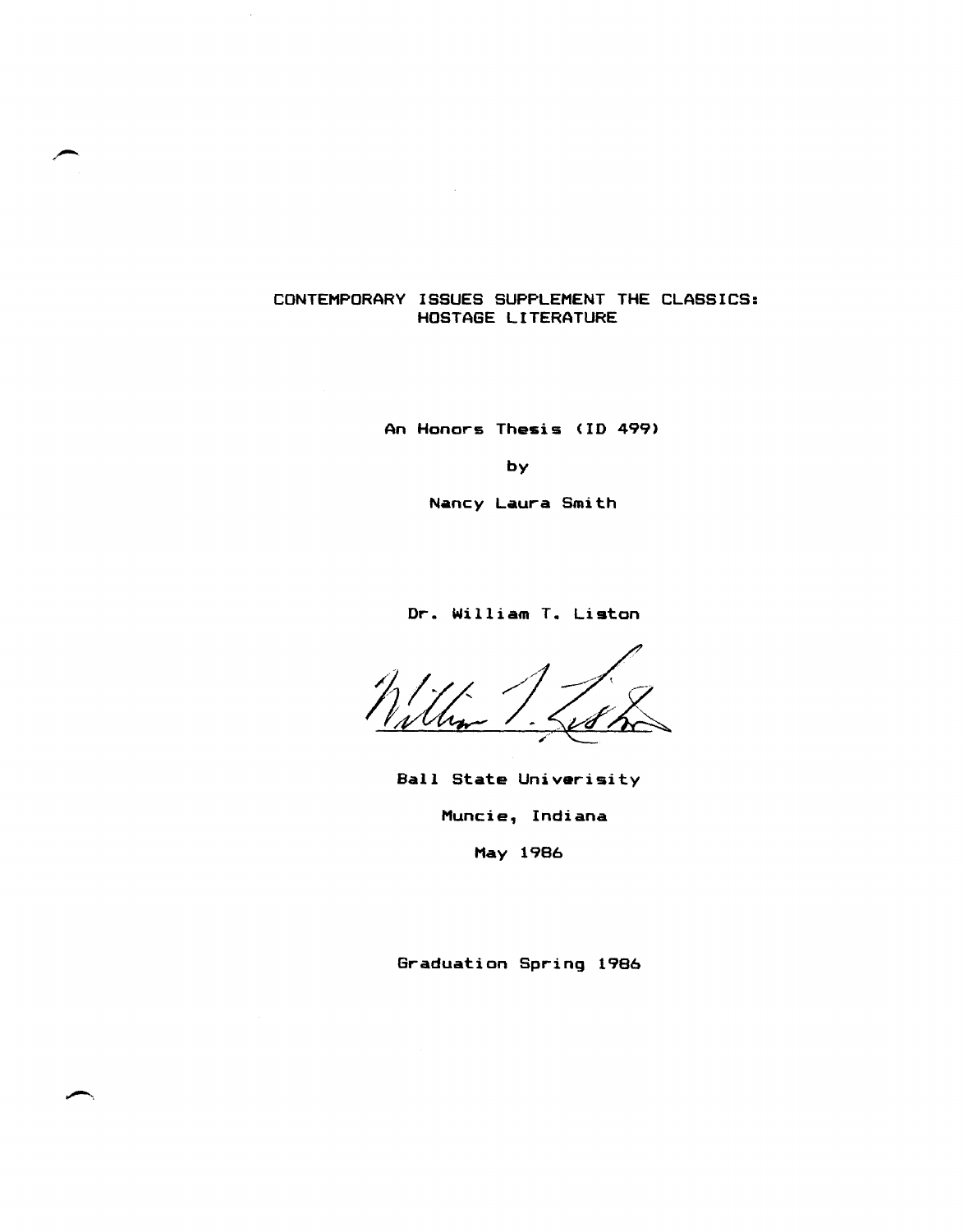# CONTEMPORARY ISSUES SUPPLEMENT THE CLASSICS: HOSTAGE LITERATURE

An Honors Thesis (ID 499)

by

Nancy Laura Smith

Dr. William T. Liston

Ball State Univerisity

Muncie, Indiana

May 1986

Graduation Spring 1986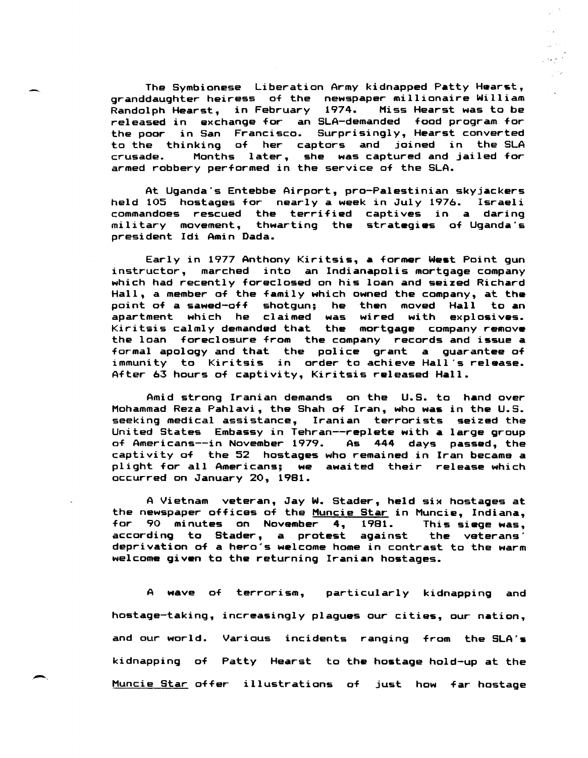The Symbionese Liberation Army kidnapped Patty Hearst, granddaughter heiress of the newspaper millionaire William Randolph Hearst, in February 1974. Miss Hearst was to be released in exchange for an SLA-demanded food program for the poor in San Francisco. Surprisingly, Hearst converted to the thinking of her captors and joined in the SLA crusade. Months later, she was captured and jailed for armed robbery performed in the service of the SLA.

At Uganda's Entebbe Airport, pro-Palestinian skyjackers held 105 hostages for nearly a week in July 1976. Israeli commandoes rescued the terrified captives in a daring military movement, thwarting the strategies of Uganda's president Idi Amin Dada.

Early in 1977 Anthony Kiritsis, a former West Point gun instructor, marched into an Indianapolis mortgage company which had recently foreclosed on his loan and seized Richard Hall, a member of the family which owned the company, at the point of a sawed-off shotgun; he then moved Hall to an apartment which he claimed was wired with explosives. Kiritsis calmly demanded that the mortgage company remove the loan foreclosure from the company records and issue a formal apology and that the police grant a guarantee of immunity to Kiritsis in order to achieve Hall's release. After 63 hours of captivity, Kiritsis released Hall.

Amid strong Iranian demands on the U.S. to hand over Mohammad Reza Pahlavi, the Shah of Iran, who was in the U.S. seeking medical assistance, Iranian terrorists seized the United States Embassy in Tehran--replete with a large group of Americans--in November 1979. As 444 days passed, the captivity of the 52 hostages who remained in Iran became a plight for all Americans; we awaited their release which occurred on January 20, 1981.

A Vietnam veteran, Jay W. Stader, held six hostages at the newspaper offices of the Muncie Star in Muncie, Indiana, for 90 minutes on November 4, 1981. This siege was, according to Stader, a protest against the veterans' deprivation of a hero's welcome home in contrast to the warm welcome given to the returning Iranian hostages.

A wave of terrorism, particularly kidnapping and hostage-taking, increasingly plagues our cities, our nation, and our world. Various incidents ranging from the SLA's kidnapping of Patty Hearst to the hostage hold-up at the Muncie Star offer illustrations of just how far hostage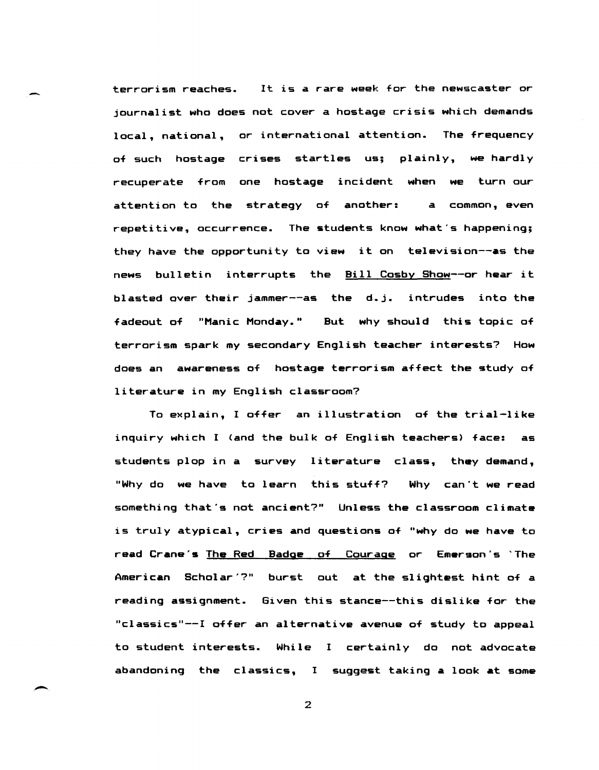terrorism reaches. It is a rare week for the newscaster or journalist who does not cover a hostage crisis which demands local, national, or international attention. The frequency of such hostage crises startles us; plainly, we hardly recuperate from one hostage incident when we turn our attention to the strategy of another: a common, even repetitive, occurrence. The students know what's happening; they have the opportunity to view it on television--as the news bulletin interrupts the Bill Cosby Show--or hear it blasted over their jammer--as the d.j. intrudes into the fadeout of "Manic Monday." But why should this topic of terrorism spark my secondary English teacher interests? How does an awareness of hostage terrorism affect the study of literature in my English classroom?

To explain, I offer an illustration of the trial-like inquiry which I (and the bulk of English teachers) face: as students plop in a survey literature class, they demand, "Why do we have to learn this stuff? Why can't we read something that's not ancient?" Unless the classroom climate is truly atypical, cries and questions of "why do we have to read Crane's The Red Badge of Courage or Emerson's 'The American Scholar'?" burst out at the slightest hint of a reading assignment. Given this stance--this dislike for the "classics"--I offer an alternative avenue of study to appeal to student interests. While I certainly do not advocate abandoning the classics, I suggest taking a look at some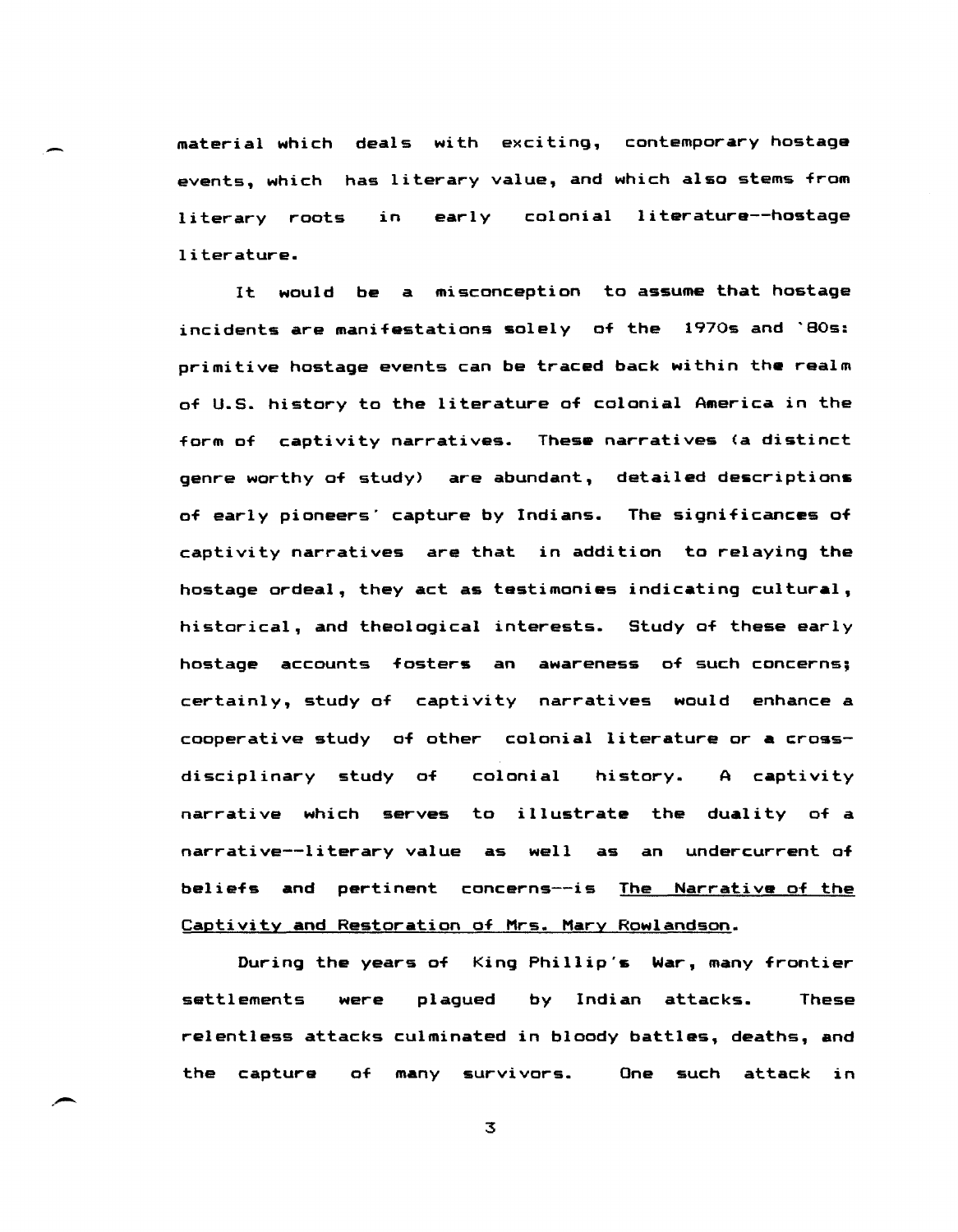material which deals with exciting, contemporary hostage events, which has literary value, and which also stems from literary roots in early colonial literature--hostage literature.

It would be a misconception to assume that hostage incidents are manifestations solely of the 1970s and '80s: primitive hostage events can be traced back within the realm of U.S. history to the literature of colonial America in the form of captivity narratives. These narratives (a distinct genre worthy of study) are abundant, detailed descriptions of early pioneers' capture by Indians. The significances of captivity narratives are that in addition to relaying the hostage ordeal, they act as testimonies indicating cultural, historical, and theological interests. Study of these early hostage accounts fosters an awareness of such concerns; certainly, study of captivity narratives would enhance a cooperative study of other colonial literature or a cross-disciplinary study of colonial history. A captivity narrative which serves to illustrate the duality of a narrative--literary value as well as an undercurrent of beliefs and pertinent concerns--is <u>The Narrative of the Captivity and Restoration of Mrs. Mary Rowlandson</u>.

During the years of King Phillip's War, many frontier settlements were plagued by Indian attacks. These relentless attacks culminated in bloody battles, deaths, and the capture of many survivors. One such attack in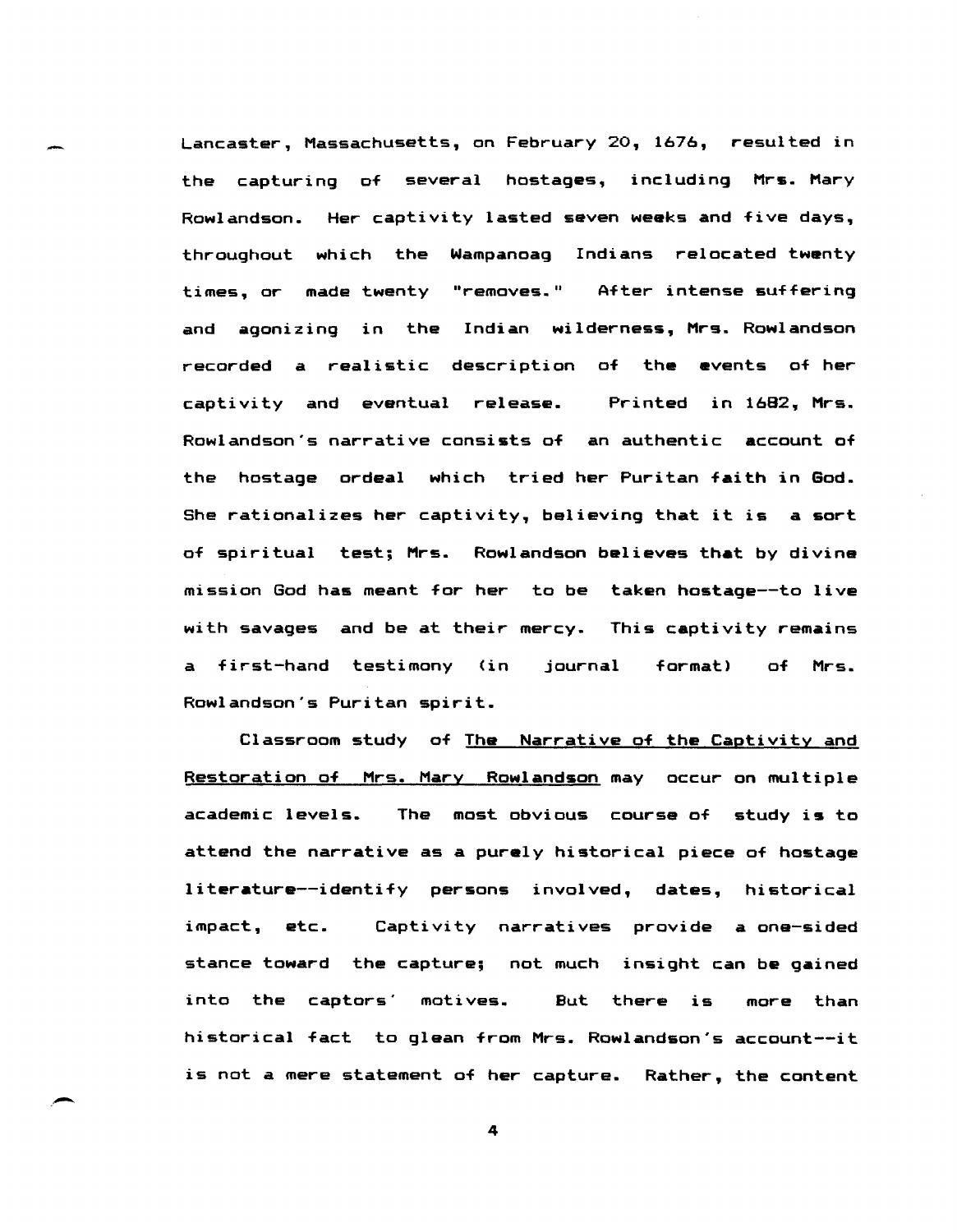Lancaster, Massachusetts, on February 20, 1676, resulted in the capturing of several hostages, including Mrs. Mary Rowlandson. Her captivity lasted seven weeks and five days, throughout which the Wampanoag Indians relocated twenty times, or made twenty "removes." After intense suffering and agonizing in the Indian wilderness, Mrs. Rowlandson recorded a realistic description of the events of her captivity and eventual release. Printed in 1682, Mrs. Rowlandson's narrative consists of an authentic account of the hostage ordeal which tried her Puritan faith in God. She rationalizes her captivity, believing that it is a sort of spiritual test; Mrs. Rowlandson believes that by divine mission God has meant for her to be taken hostage--to live with savages and be at their mercy. This captivity remains a first-hand testimony (in journal format) of Mrs. Rowlandson's Puritan spirit.

Classroom study of <u>The Narrative of the Captivity and Restoration of Mrs. Mary Rowlandson</u> may occur on multiple academic levels. The most obvious course of study is to attend the narrative as a purely historical piece of hostage literature--identify persons involved, dates, historical impact, etc. Captivity narratives provide a one-sided stance toward the capture; not much insight can be gained into the captors' motives. But there is more than historical fact to glean from Mrs. Rowlandson's account--it is not a mere statement of her capture. Rather, the content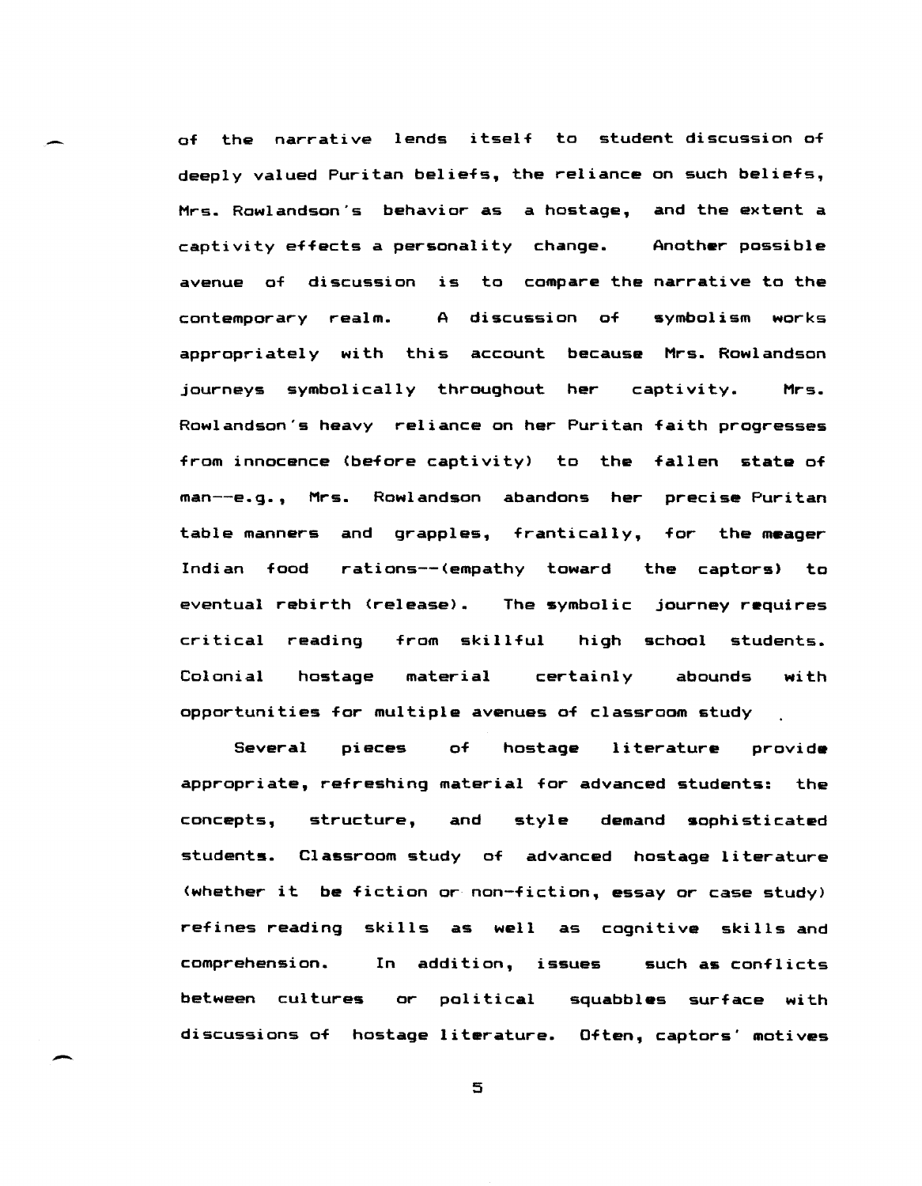of the narrative lends itself to student discussion of deeply valued Puritan beliefs, the reliance on such beliefs, Mrs. Rowlandson's behavior as a hostage, and the extent a captivity effects a personality change. Another possible avenue of discussion is to compare the narrative to the contemporary realm. A discussion of symbolism works appropriately with this account because Mrs. Rowlandson journeys symbolically throughout her captivity. Mrs. Rowlandson's heavy reliance on her Puritan faith progresses from innocence (before captivity) to the fallen state of man--e.g., Mrs. Rowlandson abandons her precise Puritan table manners and grapples, frantically, for the meager Indian food rations--(empathy toward the captors) to eventual rebirth (release). The symbolic journey requires critical reading from skillful high school students. Colonial hostage material certainly abounds with opportunities for multiple avenues of classroom study .

Several pieces of hostage literature provide appropriate, refreshing material for advanced students: the concepts, structure, and style demand sophisticated students. Classroom study of advanced hostage literature (whether it be fiction or non-fiction, essay or case study) refines reading skills as well as cognitive skills and comprehension. In addition, issues such as conflicts between cultures or political squabbles surface with discussions of hostage literature. Often, captors' motives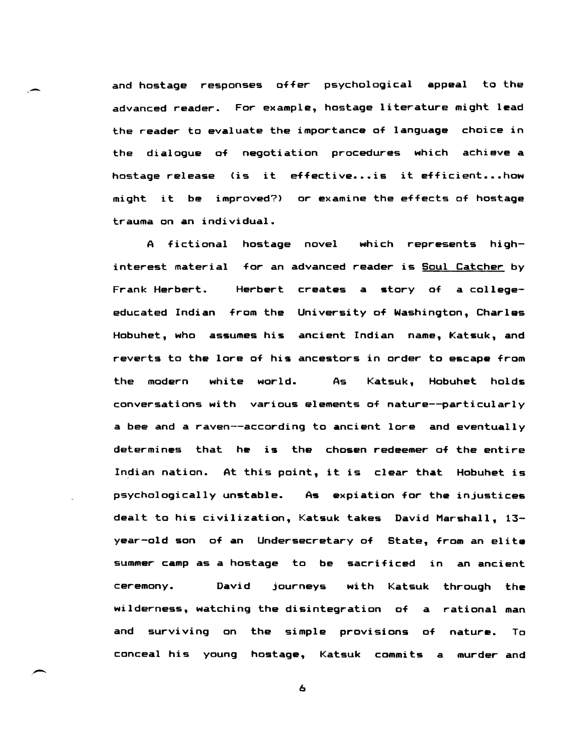and hostage responses offer psychological appeal to the advanced reader. For example, hostage literature might lead the reader to evaluate the importance of language choice in the dialogue of negotiation procedures which achieve a hostage release (is it effective...is it efficient...how might it be improved?) or examine the effects of hostage trauma on an individual.

A fictional hostage novel which represents high-interest material for an advanced reader is <u>Soul Catcher</u> by Frank Herbert. Herbert creates a story of a college-educated Indian from the University of Washington, Charles Hobuhet, who assumes his ancient Indian name, Katsuk, and reverts to the lore of his ancestors in order to escape from the modern white world. As Katsuk, Hobuhet holds conversations with various elements of nature--particularly a bee and a raven--according to ancient lore and eventually determines that he is the chosen redeemer of the entire Indian nation. At this point, it is clear that Hobuhet is psychologically unstable. As expiation for the injustices dealt to his civilization, Katsuk takes David Marshall, 13-year-old son of an Undersecretary of State, from an elite summer camp as a hostage to be sacrificed in an ancient ceremony. David journeys with Katsuk through the wilderness, watching the disintegration of a rational man and surviving on the simple provisions of nature. To conceal his young hostage, Katsuk commits a murder and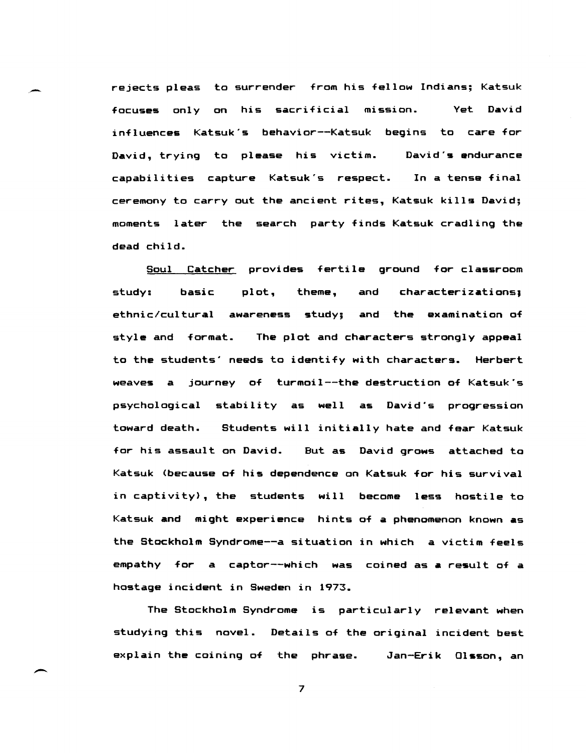rejects pleas to surrender from his fellow Indians; Katsuk focuses only on his sacrificial mission. Yet David influences Katsuk's behavior--Katsuk begins to care for David, trying to please his victim. David's endurance capabilities capture Katsuk's respect. In a tense final ceremony to carry out the ancient rites, Katsuk kills David; moments later the search party finds Katsuk cradling the dead child.

Soul Catcher provides fertile ground for classroom study: basic plot, theme, and characterizations; ethnic/cultural awareness study; and the examination of style and format. The plot and characters strongly appeal to the students' needs to identify with characters. Herbert weaves a journey of turmoil--the destruction of Katsuk's psychological stability as well as David's progression toward death. Students will initially hate and fear Katsuk for his assault on David. But as David grows attached to Katsuk (because of his dependence on Katsuk for his survival in captivity), the students will become less hostile to Katsuk and might experience hints of a phenomenon known as the Stockholm Syndrome--a situation in which a victim feels empathy for a captor--which was coined as a result of a hostage incident in Sweden in 1973.

The Stockholm Syndrome is particularly relevant when studying this novel. Details of the original incident best explain the coining of the phrase. Jan-Erik Olsson, an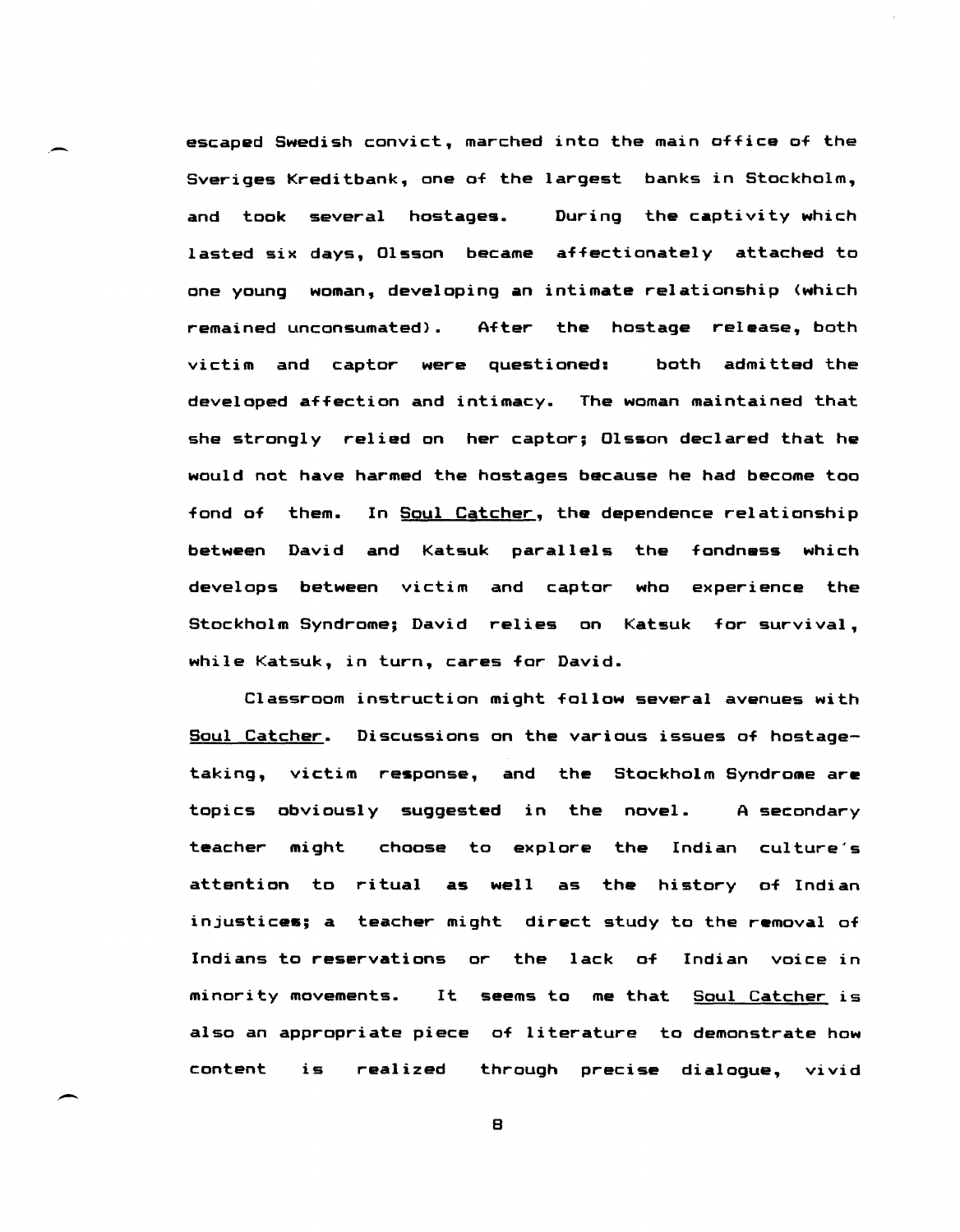escaped Swedish convict, marched into the main office of the Sveriges Kreditbank, one of the largest banks in Stockholm, and took several hostages. During the captivity which lasted six days, Olsson became affectionately attached to one young woman, developing an intimate relationship (which remained unconsumated). After the hostage release, both victim and captor were questioned: both admitted the developed affection and intimacy. The woman maintained that she strongly relied on her captor; Olsson declared that he would not have harmed the hostages because he had become too fond of them. In Soul Catcher, the dependence relationship between David and Katsuk parallels the fondness which develops between victim and captor who experience the Stockholm Syndrome; David relies on Katsuk for survival, while Katsuk, in turn, cares for David.

Classroom instruction might follow several avenues with Soul Catcher. Discussions on the various issues of hostage-taking, victim response, and the Stockholm Syndrome are topics obviously suggested in the novel. A secondary teacher might choose to explore the Indian culture's attention to ritual as well as the history of Indian injustices; a teacher might direct study to the removal of Indians to reservations or the lack of Indian voice in minority movements. It seems to me that Soul Catcher is also an appropriate piece of literature to demonstrate how content is realized through precise dialogue, vivid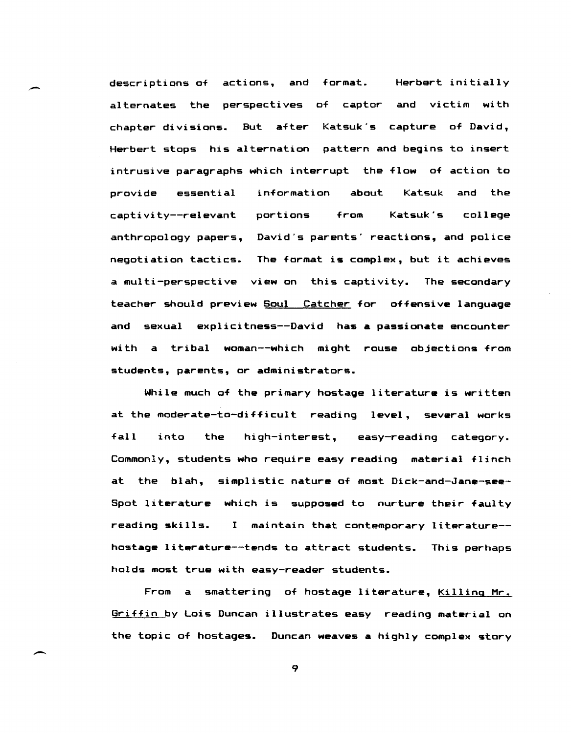descriptions of actions, and format. Herbert initially alternates the perspectives of captor and victim with chapter divisions. But after Katsuk's capture of David, Herbert stops his alternation pattern and begins to insert intrusive paragraphs which interrupt the flow of action to provide essential information about Katsuk and the captivity--relevant portions from Katsuk's college anthropology papers, David's parents' reactions, and police negotiation tactics. The format is complex, but it achieves a multi-perspective view on this captivity. The secondary teacher should preview <u>Soul Catcher</u> for offensive language and sexual explicitness--David has a passionate encounter with a tribal woman--which might rouse objections from students, parents, or administrators.

While much of the primary hostage literature is written at the moderate-to-difficult reading level, several works fall into the high-interest, easy-reading category. Commonly, students who require easy reading material flinch at the blah, simplistic nature of most Dick-and-Jane-see-Spot literature which is supposed to nurture their faulty reading skills. I maintain that contemporary literature--hostage literature--tends to attract students. This perhaps holds most true with easy-reader students.

From a smattering of hostage literature, <u>Killing Mr. Griffin</u> by Lois Duncan illustrates easy reading material on the topic of hostages. Duncan weaves a highly complex story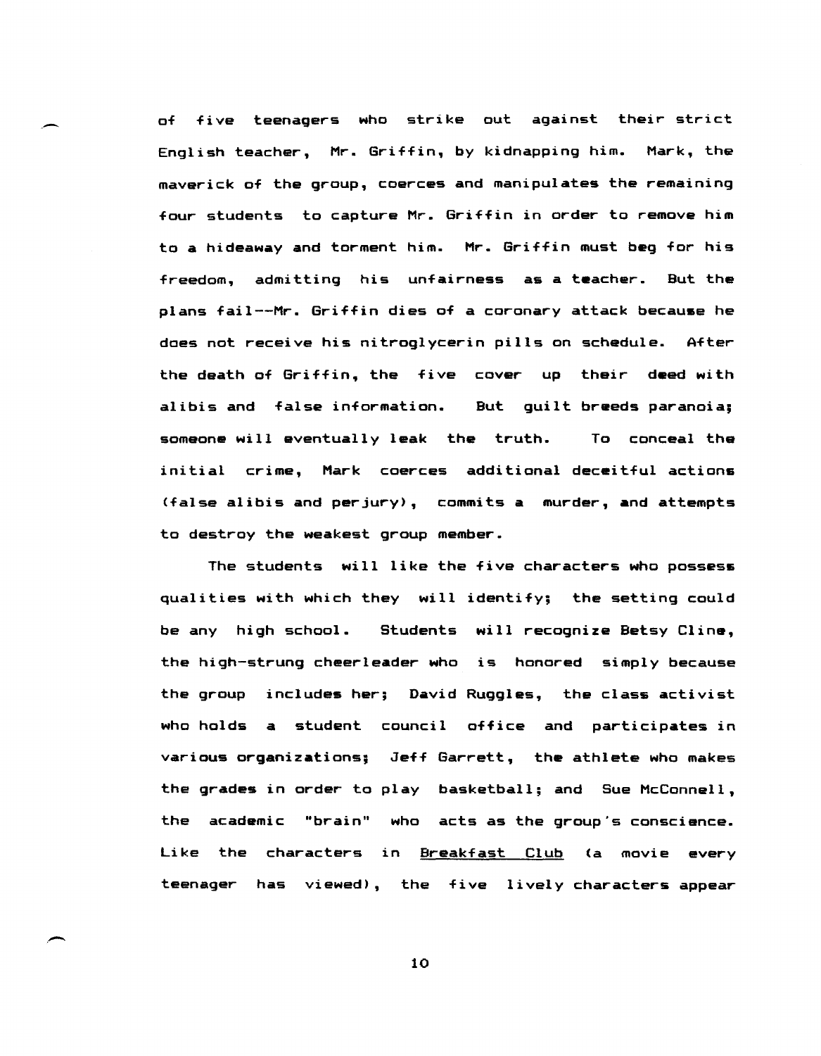of five teenagers who strike out against their strict English teacher, Mr. Griffin, by kidnapping him. Mark, the maverick of the group, coerces and manipulates the remaining four students to capture Mr. Griffin in order to remove him to a hideaway and torment him. Mr. Griffin must beg for his freedom, admitting his unfairness as a teacher. But the plans fail--Mr. Griffin dies of a coronary attack because he does not receive his nitroglycerin pills on schedule. After the death of Griffin, the five cover up their deed with alibis and false information. But guilt breeds paranoia; someone will eventually leak the truth. To conceal the initial crime, Mark coerces additional deceitful actions (false alibis and perjury), commits a murder, and attempts to destroy the weakest group member.

The students will like the five characters who possess qualities with which they will identify; the setting could be any high school. Students will recognize Betsy Cline, the high-strung cheerleader who is honored simply because the group includes her; David Ruggles, the class activist who holds a student council office and participates in various organizations; Jeff Garrett, the athlete who makes the grades in order to play basketball; and Sue McConnell, the academic "brain" who acts as the group's conscience. Like the characters in <u>Breakfast Club</u> (a movie every teenager has viewed), the five lively characters appear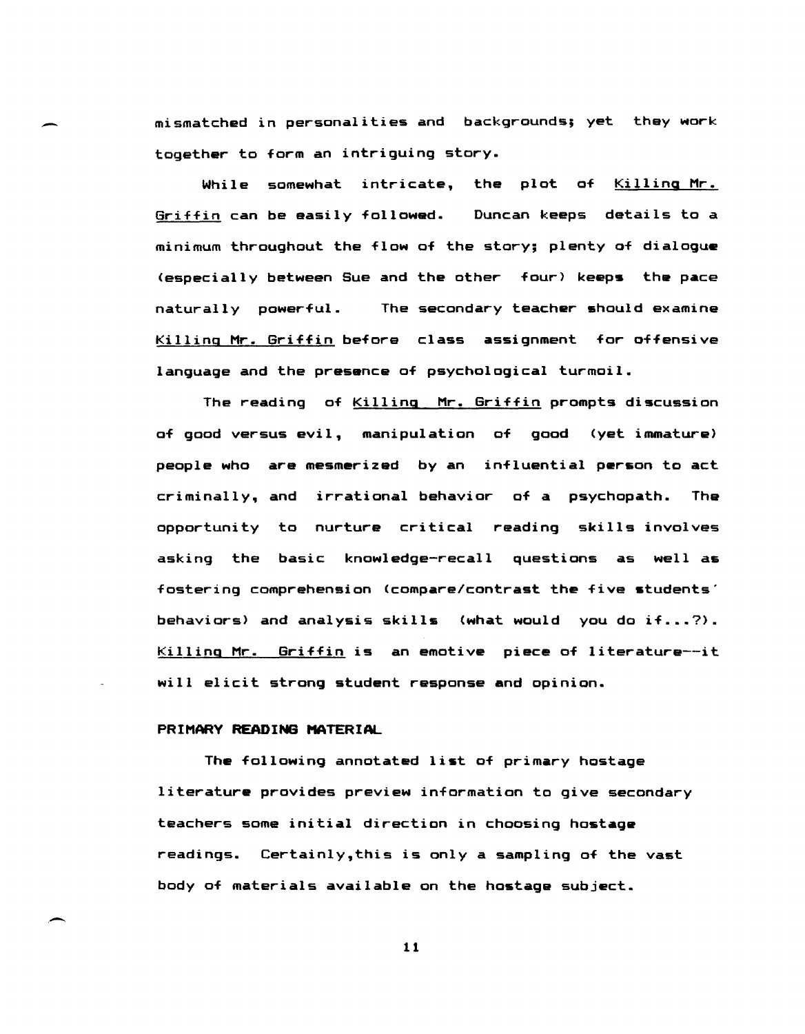mismatched in personalities and backgrounds; yet they work together to form an intriguing story.

While somewhat intricate, the plot of Killing Mr. Griffin can be easily followed. Duncan keeps details to a minimum throughout the flow of the story; plenty of dialogue (especially between Sue and the other four) keeps the pace naturally powerful. The secondary teacher should examine Killing Mr. Griffin before class assignment for offensive language and the presence of psychological turmoil.

The reading of Killing Mr. Griffin prompts discussion of good versus evil, manipulation of good (yet immature) people who are mesmerized by an influential person to act criminally, and irrational behavior of a psychopath. The opportunity to nurture critical reading skills involves asking the basic knowledge-recall questions as well as fostering comprehension (compare/contrast the five students' behaviors) and analysis skills (what would you do if...?). Killing Mr. Griffin is an emotive piece of literature--it will elicit strong student response and opinion.

**PRIMARY READING MATERIAL**

The following annotated list of primary hostage literature provides preview information to give secondary teachers some initial direction in choosing hostage readings. Certainly,this is only a sampling of the vast body of materials available on the hostage subject.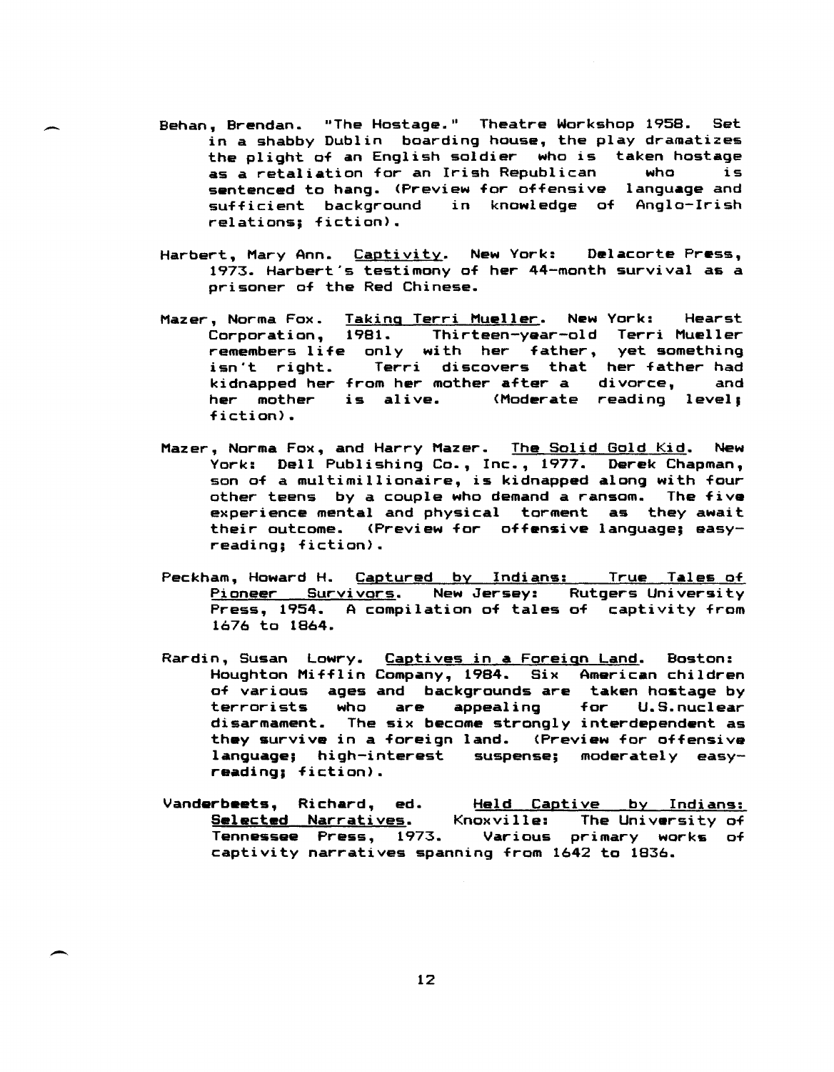Behan, Brendan. "The Hostage." Theatre Workshop 1958. Set in a shabby Dublin boarding house, the play dramatizes the plight of an English soldier who is taken hostage as a retaliation for an Irish Republican who is sentenced to hang. (Preview for offensive language and sufficient background in knowledge of Anglo-Irish relations; fiction).

Harbert, Mary Ann. Captivity. New York: Delacorte Press, 1973. Harbert's testimony of her 44-month survival as a prisoner of the Red Chinese.

Mazer, Norma Fox. Taking Terri Mueller. New York: Hearst Corporation, 1981. Thirteen-year-old Terri Mueller remembers life only with her father, yet something isn't right. Terri discovers that her father had kidnapped her from her mother after a divorce, and her mother is alive. (Moderate reading level; fiction).

Mazer, Norma Fox, and Harry Mazer. The Solid Gold Kid. New York: Dell Publishing Co., Inc., 1977. Derek Chapman, son of a multimillionaire, is kidnapped along with four other teens by a couple who demand a ransom. The five experience mental and physical torment as they await their outcome. (Preview for offensive language; easy-reading; fiction).

Peckham, Howard H. Captured by Indians: True Tales of Pioneer Survivors. New Jersey: Rutgers University Press, 1954. A compilation of tales of captivity from 1676 to 1864.

Rardin, Susan Lowry. Captives in a Foreign Land. Boston: Houghton Mifflin Company, 1984. Six American children of various ages and backgrounds are taken hostage by terrorists who are appealing for U.S. nuclear disarmament. The six become strongly interdependent as they survive in a foreign land. (Preview for offensive language; high-interest suspense; moderately easy-reading; fiction).

Vanderbeets, Richard, ed. Held Captive by Indians: Selected Narratives. Knoxville: The University of Tennessee Press, 1973. Various primary works of captivity narratives spanning from 1642 to 1836.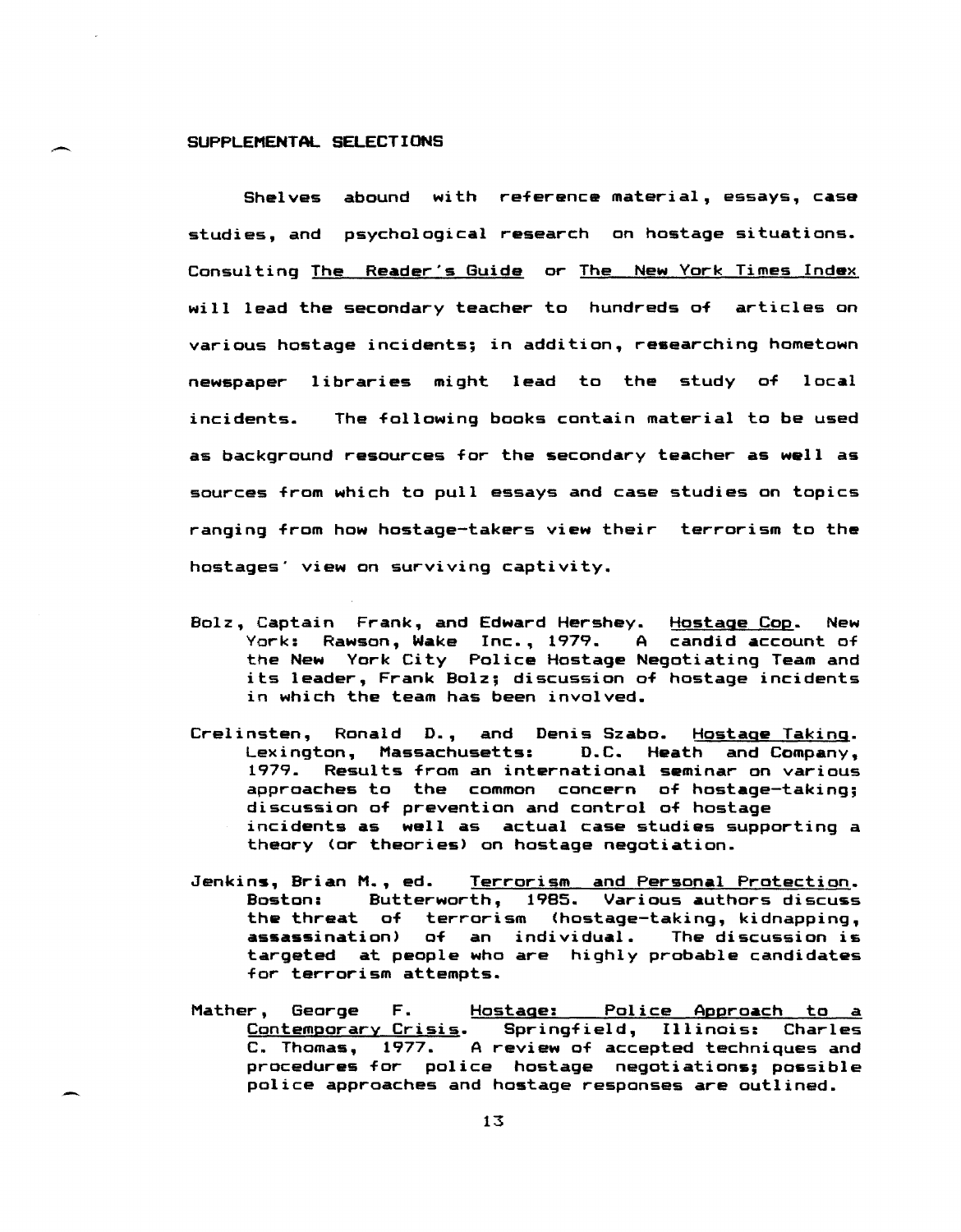## SUPPLEMENTAL SELECTIONS

Shelves abound with reference material, essays, case studies, and psychological research on hostage situations. Consulting The Reader's Guide or The New York Times Index will lead the secondary teacher to hundreds of articles on various hostage incidents; in addition, researching hometown newspaper libraries might lead to the study of local incidents. The following books contain material to be used as background resources for the secondary teacher as well as sources from which to pull essays and case studies on topics ranging from how hostage-takers view their terrorism to the hostages' view on surviving captivity.

Bolz, Captain Frank, and Edward Hershey. Hostage Cop. New York: Rawson, Wake Inc., 1979. A candid account of the New York City Police Hostage Negotiating Team and its leader, Frank Bolz; discussion of hostage incidents in which the team has been involved.

Crelinsten, Ronald D., and Denis Szabo. Hostage Taking. Lexington, Massachusetts: D.C. Heath and Company, 1979. Results from an international seminar on various approaches to the common concern of hostage-taking; discussion of prevention and control of hostage incidents as well as actual case studies supporting a theory (or theories) on hostage negotiation.

Jenkins, Brian M., ed. Terrorism and Personal Protection. Boston: Butterworth, 1985. Various authors discuss the threat of terrorism (hostage-taking, kidnapping, assassination) of an individual. The discussion is targeted at people who are highly probable candidates for terrorism attempts.

Mather, George F. Hostage: Police Approach to a Contemporary Crisis. Springfield, Illinois: Charles C. Thomas, 1977. A review of accepted techniques and procedures for police hostage negotiations; possible police approaches and hostage responses are outlined.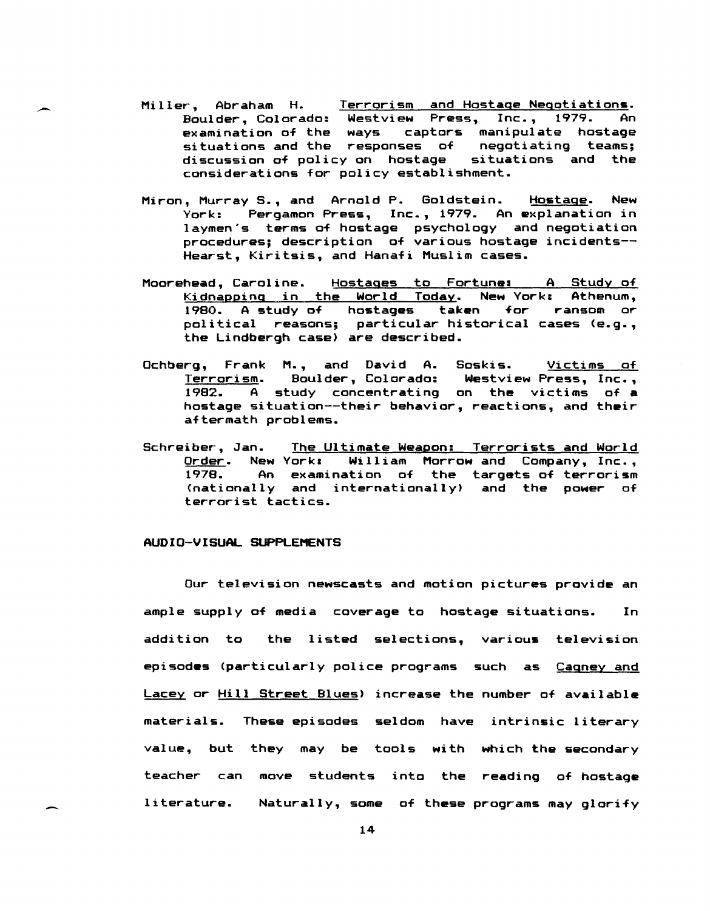Miller, Abraham H. Terrorism and Hostage Negotiations. Boulder, Colorado: Westview Press, Inc., 1979. An examination of the ways captors manipulate hostage situations and the responses of negotiating teams; discussion of policy on hostage situations and the considerations for policy establishment.

Miron, Murray S., and Arnold P. Goldstein. Hostage. New York: Pergamon Press, Inc., 1979. An explanation in laymen's terms of hostage psychology and negotiation procedures; description of various hostage incidents--Hearst, Kiritsis, and Hanafi Muslim cases.

Moorehead, Caroline. Hostages to Fortune: A Study of Kidnapping in the World Today. New York: Athenum, 1980. A study of hostages taken for ransom or political reasons; particular historical cases (e.g., the Lindbergh case) are described.

Ochberg, Frank M., and David A. Soskis. Victims of Terrorism. Boulder, Colorado: Westview Press, Inc., 1982. A study concentrating on the victims of a hostage situation--their behavior, reactions, and their aftermath problems.

Schreiber, Jan. The Ultimate Weapon: Terrorists and World Order. New York: William Morrow and Company, Inc., 1978. An examination of the targets of terrorism (nationally and internationally) and the power of terrorist tactics.

## AUDIO-VISUAL SUPPLEMENTS

Our television newscasts and motion pictures provide an ample supply of media coverage to hostage situations. In addition to the listed selections, various television episodes (particularly police programs such as Cagney and Lacey or Hill Street Blues) increase the number of available materials. These episodes seldom have intrinsic literary value, but they may be tools with which the secondary teacher can move students into the reading of hostage literature. Naturally, some of these programs may glorify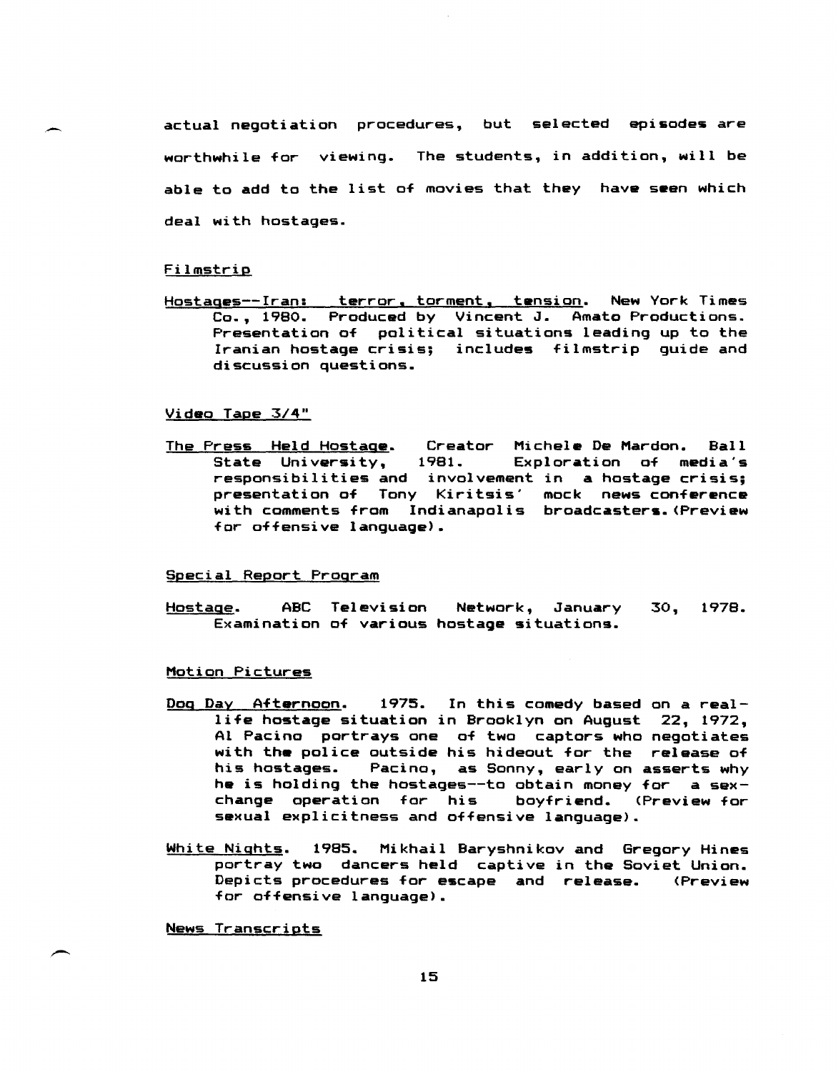actual negotiation procedures, but selected episodes are worthwhile for viewing. The students, in addition, will be able to add to the list of movies that they have seen which deal with hostages.

Filmstrip

Hostages--Iran: terror, torment, tension. New York Times Co., 1980. Produced by Vincent J. Amato Productions. Presentation of political situations leading up to the Iranian hostage crisis; includes filmstrip guide and discussion questions.

Video Tape 3/4"

The Press Held Hostage. Creator Michele De Mardon. Ball State University, 1981. Exploration of media's responsibilities and involvement in a hostage crisis; presentation of Tony Kiritsis' mock news conference with comments from Indianapolis broadcasters. (Preview for offensive language).

Special Report Program

Hostage. ABC Television Network, January 30, 1978. Examination of various hostage situations.

Motion Pictures

Dog Day Afternoon. 1975. In this comedy based on a real-life hostage situation in Brooklyn on August 22, 1972, Al Pacino portrays one of two captors who negotiates with the police outside his hideout for the release of his hostages. Pacino, as Sonny, early on asserts why he is holding the hostages--to obtain money for a sex-change operation for his boyfriend. (Preview for sexual explicitness and offensive language).

White Nights. 1985. Mikhail Baryshnikov and Gregory Hines portray two dancers held captive in the Soviet Union. Depicts procedures for escape and release. (Preview for offensive language).

News Transcripts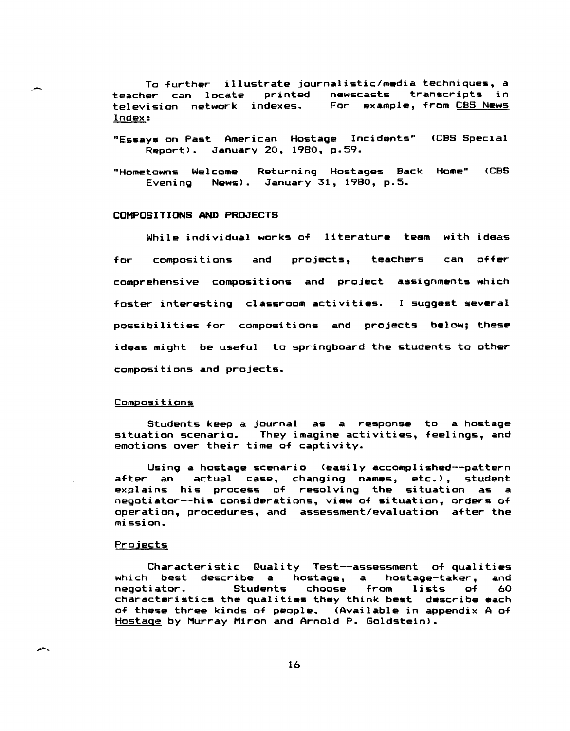To further illustrate journalistic/media techniques, a teacher can locate printed newscasts transcripts in television network indexes. For example, from CBS News Index:

"Essays on Past American Hostage Incidents" (CBS Special Report). January 20, 1980, p.59.

"Hometowns Welcome Returning Hostages Back Home" (CBS Evening News). January 31, 1980, p.5.

## COMPOSITIONS AND PROJECTS

While individual works of literature teem with ideas for compositions and projects, teachers can offer comprehensive compositions and project assignments which foster interesting classroom activities. I suggest several possibilities for compositions and projects below; these ideas might be useful to springboard the students to other compositions and projects.

### Compositions

Students keep a journal as a response to a hostage situation scenario. They imagine activities, feelings, and emotions over their time of captivity.

Using a hostage scenario (easily accomplished--pattern after an actual case, changing names, etc.), student explains his process of resolving the situation as a negotiator--his considerations, view of situation, orders of operation, procedures, and assessment/evaluation after the mission.

### Projects

Characteristic Quality Test--assessment of qualities which best describe a hostage, a hostage-taker, and negotiator. Students choose from lists of 60 characteristics the qualities they think best describe each of these three kinds of people. (Available in appendix A of Hostage by Murray Miron and Arnold P. Goldstein).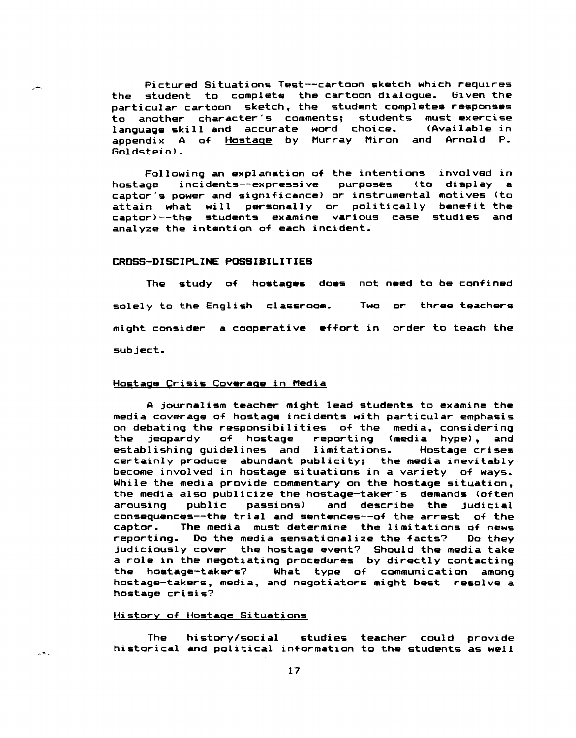Pictured Situations Test--cartoon sketch which requires the student to complete the cartoon dialogue. Given the particular cartoon sketch, the student completes responses to another character's comments; students must exercise language skill and accurate word choice. (Available in appendix A of Hostage by Murray Miron and Arnold P. Goldstein).

Following an explanation of the intentions involved in hostage incidents--expressive purposes (to display a captor's power and significance) or instrumental motives (to attain what will personally or politically benefit the captor)--the students examine various case studies and analyze the intention of each incident.

## CROSS-DISCIPLINE POSSIBILITIES

The study of hostages does not need to be confined solely to the English classroom. Two or three teachers might consider a cooperative effort in order to teach the subject.

### Hostage Crisis Coverage in Media

A journalism teacher might lead students to examine the media coverage of hostage incidents with particular emphasis on debating the responsibilities of the media, considering the jeopardy of hostage reporting (media hype), and establishing guidelines and limitations. Hostage crises certainly produce abundant publicity; the media inevitably become involved in hostage situations in a variety of ways. While the media provide commentary on the hostage situation, the media also publicize the hostage-taker's demands (often arousing public passions) and describe the judicial consequences--the trial and sentences--of the arrest of the captor. The media must determine the limitations of news reporting. Do the media sensationalize the facts? Do they judiciously cover the hostage event? Should the media take a role in the negotiating procedures by directly contacting the hostage-takers? What type of communication among hostage-takers, media, and negotiators might best resolve a hostage crisis?

### History of Hostage Situations

The history/social studies teacher could provide historical and political information to the students as well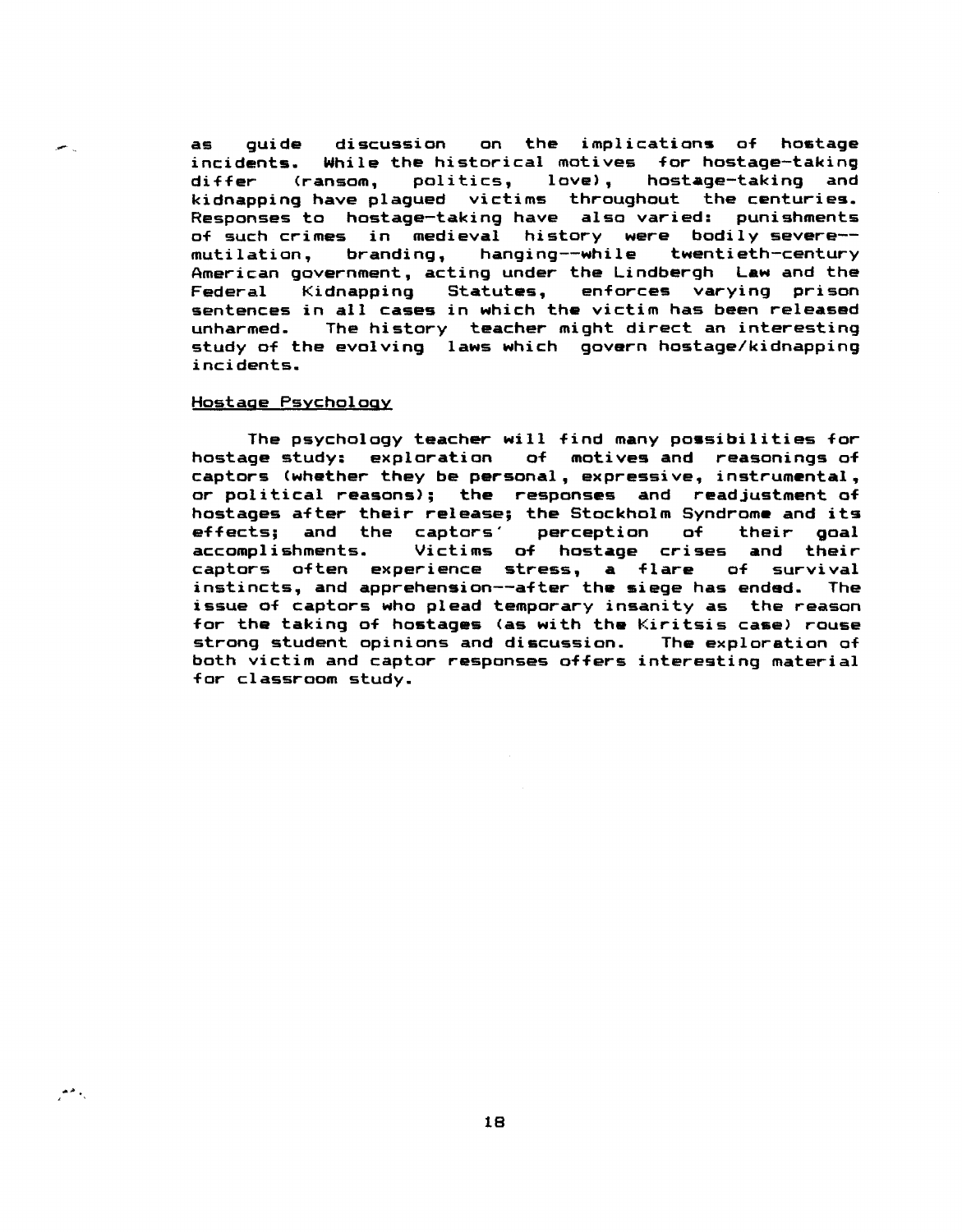as guide discussion on the implications of hostage incidents. While the historical motives for hostage-taking differ (ransom, politics, love), hostage-taking and kidnapping have plagued victims throughout the centuries. Responses to hostage-taking have also varied: punishments of such crimes in medieval history were bodily severe--mutilation, branding, hanging--while twentieth-century American government, acting under the Lindbergh Law and the Federal Kidnapping Statutes, enforces varying prison sentences in all cases in which the victim has been released unharmed. The history teacher might direct an interesting study of the evolving laws which govern hostage/kidnapping incidents.

### Hostage Psychology

The psychology teacher will find many possibilities for hostage study: exploration of motives and reasonings of captors (whether they be personal, expressive, instrumental, or political reasons); the responses and readjustment of hostages after their release; the Stockholm Syndrome and its effects; and the captors' perception of their goal accomplishments. Victims of hostage crises and their captors often experience stress, a flare of survival instincts, and apprehension--after the siege has ended. The issue of captors who plead temporary insanity as the reason for the taking of hostages (as with the Kiritsis case) rouse strong student opinions and discussion. The exploration of both victim and captor responses offers interesting material for classroom study.